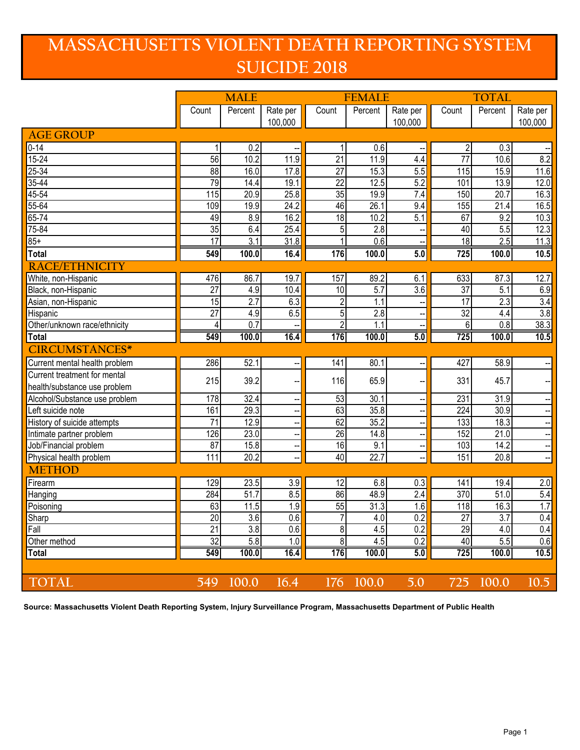# MASSACHUSETTS VIOLENT DEATH REPORTING SYSTEM SUICIDE 2018

| | MALE | | | FEMALE | | | TOTAL | | |
|---|---|---|---|---|---|---|---|---|---|
| | Count | Percent | Rate per 100,000 | Count | Percent | Rate per 100,000 | Count | Percent | Rate per 100,000 |
| **AGE GROUP** | | | | | | | | | |
| 0-14 | 1 | 0.2 | -- | 1 | 0.6 | -- | 2 | 0.3 | -- |
| 15-24 | 56 | 10.2 | 11.9 | 21 | 11.9 | 4.4 | 77 | 10.6 | 8.2 |
| 25-34 | 88 | 16.0 | 17.8 | 27 | 15.3 | 5.5 | 115 | 15.9 | 11.6 |
| 35-44 | 79 | 14.4 | 19.1 | 22 | 12.5 | 5.2 | 101 | 13.9 | 12.0 |
| 45-54 | 115 | 20.9 | 25.8 | 35 | 19.9 | 7.4 | 150 | 20.7 | 16.3 |
| 55-64 | 109 | 19.9 | 24.2 | 46 | 26.1 | 9.4 | 155 | 21.4 | 16.5 |
| 65-74 | 49 | 8.9 | 16.2 | 18 | 10.2 | 5.1 | 67 | 9.2 | 10.3 |
| 75-84 | 35 | 6.4 | 25.4 | 5 | 2.8 | -- | 40 | 5.5 | 12.3 |
| 85+ | 17 | 3.1 | 31.8 | 1 | 0.6 | -- | 18 | 2.5 | 11.3 |
| **Total** | **549** | **100.0** | **16.4** | **176** | **100.0** | **5.0** | **725** | **100.0** | **10.5** |
| **RACE/ETHNICITY** | | | | | | | | | |
| White, non-Hispanic | 476 | 86.7 | 19.7 | 157 | 89.2 | 6.1 | 633 | 87.3 | 12.7 |
| Black, non-Hispanic | 27 | 4.9 | 10.4 | 10 | 5.7 | 3.6 | 37 | 5.1 | 6.9 |
| Asian, non-Hispanic | 15 | 2.7 | 6.3 | 2 | 1.1 | -- | 17 | 2.3 | 3.4 |
| Hispanic | 27 | 4.9 | 6.5 | 5 | 2.8 | -- | 32 | 4.4 | 3.8 |
| Other/unknown race/ethnicity | 4 | 0.7 | -- | 2 | 1.1 | -- | 6 | 0.8 | 38.3 |
| **Total** | **549** | **100.0** | **16.4** | **176** | **100.0** | **5.0** | **725** | **100.0** | **10.5** |
| **CIRCUMSTANCES*** | | | | | | | | | |
| Current mental health problem | 286 | 52.1 | -- | 141 | 80.1 | -- | 427 | 58.9 | -- |
| Current treatment for mental health/substance use problem | 215 | 39.2 | -- | 116 | 65.9 | -- | 331 | 45.7 | -- |
| Alcohol/Substance use problem | 178 | 32.4 | -- | 53 | 30.1 | -- | 231 | 31.9 | -- |
| Left suicide note | 161 | 29.3 | -- | 63 | 35.8 | -- | 224 | 30.9 | -- |
| History of suicide attempts | 71 | 12.9 | -- | 62 | 35.2 | -- | 133 | 18.3 | -- |
| Intimate partner problem | 126 | 23.0 | -- | 26 | 14.8 | -- | 152 | 21.0 | -- |
| Job/Financial problem | 87 | 15.8 | -- | 16 | 9.1 | -- | 103 | 14.2 | -- |
| Physical health problem | 111 | 20.2 | -- | 40 | 22.7 | -- | 151 | 20.8 | -- |
| **METHOD** | | | | | | | | | |
| Firearm | 129 | 23.5 | 3.9 | 12 | 6.8 | 0.3 | 141 | 19.4 | 2.0 |
| Hanging | 284 | 51.7 | 8.5 | 86 | 48.9 | 2.4 | 370 | 51.0 | 5.4 |
| Poisoning | 63 | 11.5 | 1.9 | 55 | 31.3 | 1.6 | 118 | 16.3 | 1.7 |
| Sharp | 20 | 3.6 | 0.6 | 7 | 4.0 | 0.2 | 27 | 3.7 | 0.4 |
| Fall | 21 | 3.8 | 0.6 | 8 | 4.5 | 0.2 | 29 | 4.0 | 0.4 |
| Other method | 32 | 5.8 | 1.0 | 8 | 4.5 | 0.2 | 40 | 5.5 | 0.6 |
| **Total** | **549** | **100.0** | **16.4** | **176** | **100.0** | **5.0** | **725** | **100.0** | **10.5** |
| **TOTAL** | **549** | **100.0** | **16.4** | **176** | **100.0** | **5.0** | **725** | **100.0** | **10.5** |

**Source: Massachusetts Violent Death Reporting System, Injury Surveillance Program, Massachusetts Department of Public Health**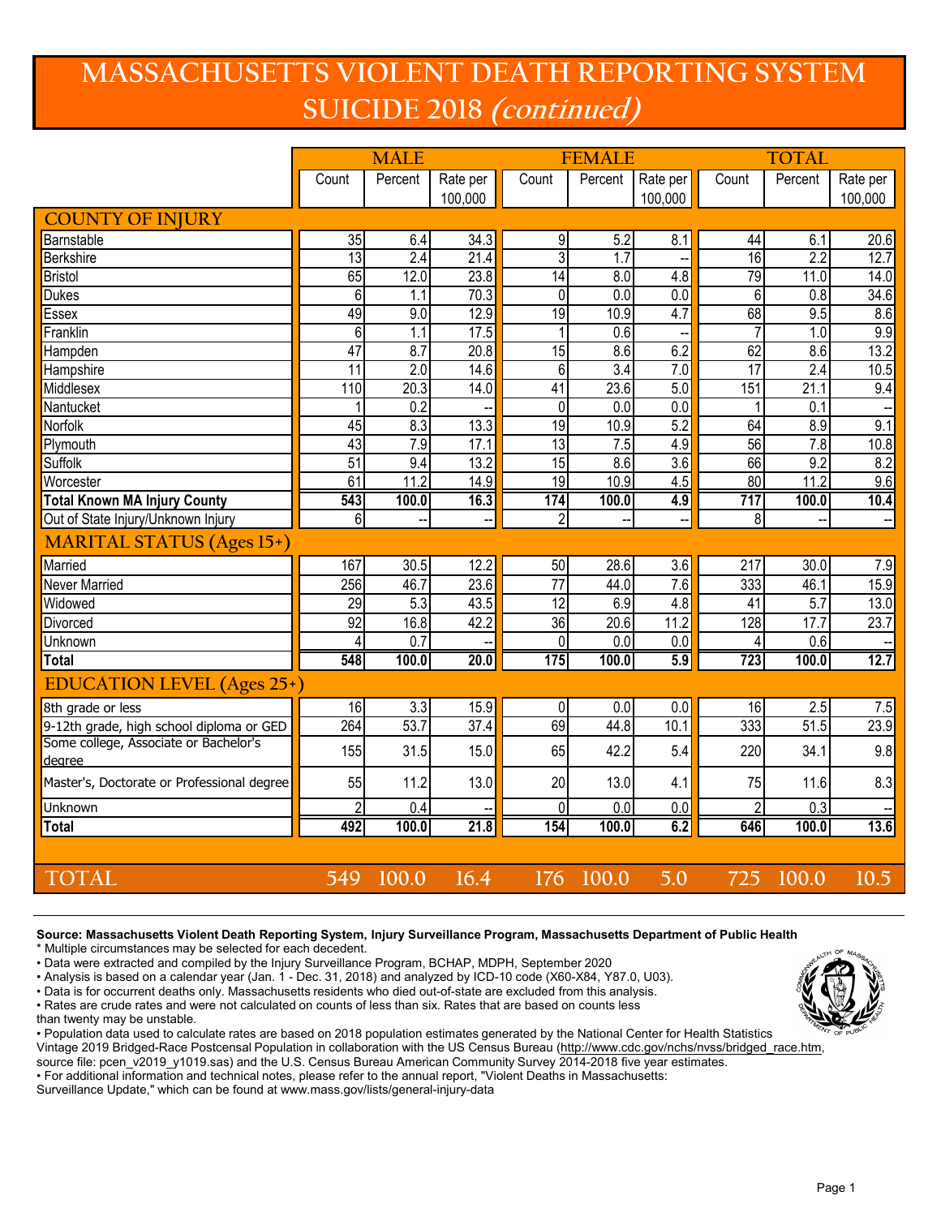# MASSACHUSETTS VIOLENT DEATH REPORTING SYSTEM SUICIDE 2018 *(continued)*

| | MALE | | | FEMALE | | | TOTAL | | |
|---|---|---|---|---|---|---|---|---|---|
| | Count | Percent | Rate per 100,000 | Count | Percent | Rate per 100,000 | Count | Percent | Rate per 100,000 |
| **COUNTY OF INJURY** | | | | | | | | | |
| Barnstable | 35 | 6.4 | 34.3 | 9 | 5.2 | 8.1 | 44 | 6.1 | 20.6 |
| Berkshire | 13 | 2.4 | 21.4 | 3 | 1.7 | -- | 16 | 2.2 | 12.7 |
| Bristol | 65 | 12.0 | 23.8 | 14 | 8.0 | 4.8 | 79 | 11.0 | 14.0 |
| Dukes | 6 | 1.1 | 70.3 | 0 | 0.0 | 0.0 | 6 | 0.8 | 34.6 |
| Essex | 49 | 9.0 | 12.9 | 19 | 10.9 | 4.7 | 68 | 9.5 | 8.6 |
| Franklin | 6 | 1.1 | 17.5 | 1 | 0.6 | -- | 7 | 1.0 | 9.9 |
| Hampden | 47 | 8.7 | 20.8 | 15 | 8.6 | 6.2 | 62 | 8.6 | 13.2 |
| Hampshire | 11 | 2.0 | 14.6 | 6 | 3.4 | 7.0 | 17 | 2.4 | 10.5 |
| Middlesex | 110 | 20.3 | 14.0 | 41 | 23.6 | 5.0 | 151 | 21.1 | 9.4 |
| Nantucket | 1 | 0.2 | -- | 0 | 0.0 | 0.0 | 1 | 0.1 | -- |
| Norfolk | 45 | 8.3 | 13.3 | 19 | 10.9 | 5.2 | 64 | 8.9 | 9.1 |
| Plymouth | 43 | 7.9 | 17.1 | 13 | 7.5 | 4.9 | 56 | 7.8 | 10.8 |
| Suffolk | 51 | 9.4 | 13.2 | 15 | 8.6 | 3.6 | 66 | 9.2 | 8.2 |
| Worcester | 61 | 11.2 | 14.9 | 19 | 10.9 | 4.5 | 80 | 11.2 | 9.6 |
| **Total Known MA Injury County** | **543** | **100.0** | **16.3** | **174** | **100.0** | **4.9** | **717** | **100.0** | **10.4** |
| Out of State Injury/Unknown Injury | 6 | -- | -- | 2 | -- | -- | 8 | -- | -- |
| **MARITAL STATUS (Ages 15+)** | | | | | | | | | |
| Married | 167 | 30.5 | 12.2 | 50 | 28.6 | 3.6 | 217 | 30.0 | 7.9 |
| Never Married | 256 | 46.7 | 23.6 | 77 | 44.0 | 7.6 | 333 | 46.1 | 15.9 |
| Widowed | 29 | 5.3 | 43.5 | 12 | 6.9 | 4.8 | 41 | 5.7 | 13.0 |
| Divorced | 92 | 16.8 | 42.2 | 36 | 20.6 | 11.2 | 128 | 17.7 | 23.7 |
| Unknown | 4 | 0.7 | -- | 0 | 0.0 | 0.0 | 4 | 0.6 | -- |
| **Total** | **548** | **100.0** | **20.0** | **175** | **100.0** | **5.9** | **723** | **100.0** | **12.7** |
| **EDUCATION LEVEL (Ages 25+)** | | | | | | | | | |
| 8th grade or less | 16 | 3.3 | 15.9 | 0 | 0.0 | 0.0 | 16 | 2.5 | 7.5 |
| 9-12th grade, high school diploma or GED | 264 | 53.7 | 37.4 | 69 | 44.8 | 10.1 | 333 | 51.5 | 23.9 |
| Some college, Associate or Bachelor's degree | 155 | 31.5 | 15.0 | 65 | 42.2 | 5.4 | 220 | 34.1 | 9.8 |
| Master's, Doctorate or Professional degree | 55 | 11.2 | 13.0 | 20 | 13.0 | 4.1 | 75 | 11.6 | 8.3 |
| Unknown | 2 | 0.4 | -- | 0 | 0.0 | 0.0 | 2 | 0.3 | -- |
| **Total** | **492** | **100.0** | **21.8** | **154** | **100.0** | **6.2** | **646** | **100.0** | **13.6** |
| **TOTAL** | **549** | **100.0** | **16.4** | **176** | **100.0** | **5.0** | **725** | **100.0** | **10.5** |

**Source: Massachusetts Violent Death Reporting System, Injury Surveillance Program, Massachusetts Department of Public Health**

* Multiple circumstances may be selected for each decedent.

- Data were extracted and compiled by the Injury Surveillance Program, BCHAP, MDPH, September 2020
- Analysis is based on a calendar year (Jan. 1 - Dec. 31, 2018) and analyzed by ICD-10 code (X60-X84, Y87.0, U03).
- Data is for occurrent deaths only. Massachusetts residents who died out-of-state are excluded from this analysis.
- Rates are crude rates and were not calculated on counts of less than six. Rates that are based on counts less than twenty may be unstable.
- Population data used to calculate rates are based on 2018 population estimates generated by the National Center for Health Statistics Vintage 2019 Bridged-Race Postcensal Population in collaboration with the US Census Bureau (http://www.cdc.gov/nchs/nvss/bridged_race.htm, source file: pcen_v2019_y1019.sas) and the U.S. Census Bureau American Community Survey 2014-2018 five year estimates.
- For additional information and technical notes, please refer to the annual report, "Violent Deaths in Massachusetts: Surveillance Update," which can be found at www.mass.gov/lists/general-injury-data